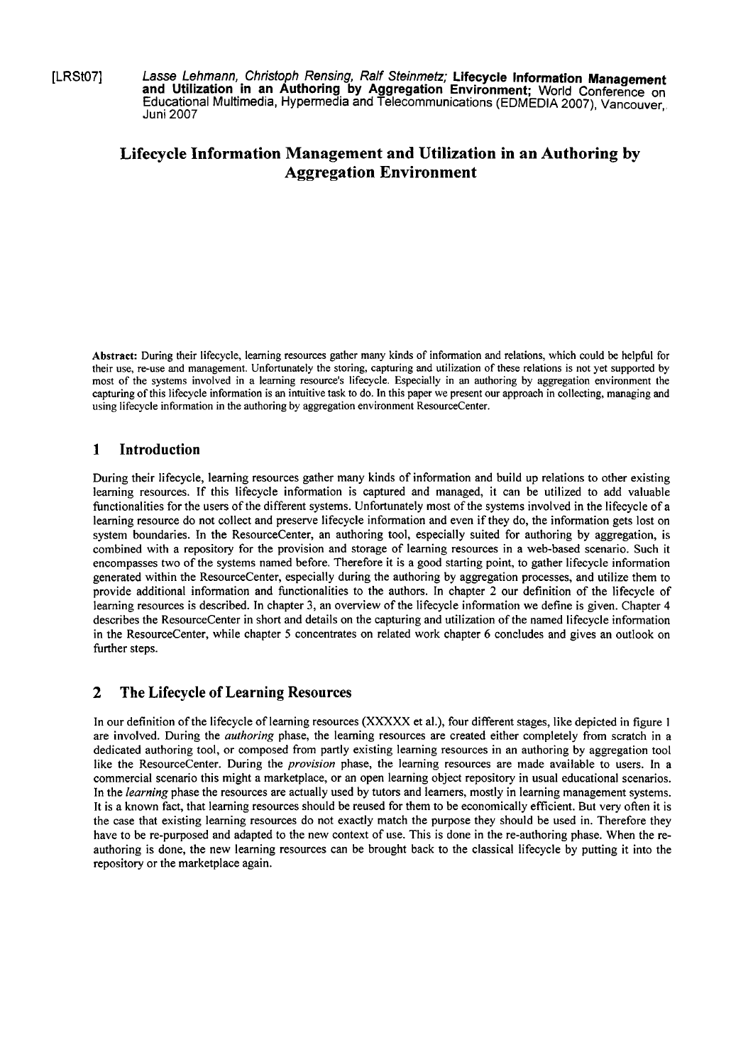[LRSt07] *Lasse Lehmann, Christoph Rensing, Ralf Steinmetz;* **Lifecycle Information Management and Utilization in an Authoring by Aggregation Environment;** World Conference on Educational Multimedia, Hypermedia and Telecommunications (EDMEDIA 2007), Vancouver, Juni 2007

# Lifecycle Information Management and Utilization in an Authoring by Aggregation Environment

**Abstract:** During their lifecycle, learning resources gather many kinds of information and relations, which could be helpful for their use, re-use and management. Unfortunately the storing, capturing and utilization of these relations is not yet supported by most of the systems involved in a learning resource's lifecycle. Especially in an authoring by aggregation environment the capturing of this lifecycle information is an intuitive task to do. In this paper we present our approach in collecting, managing and using lifecycle information in the authoring by aggregation environment ResourceCenter.

## 1 Introduction

During their lifecycle, learning resources gather many kinds of information and build up relations to other existing learning resources. If this lifecycle information is captured and managed, it can be utilized to add valuable functionalities for the users of the different systems. Unfortunately most of the systems involved in the lifecycle of a learning resource do not collect and preserve lifecycle information and even if they do, the information gets lost on system boundaries. In the ResourceCenter, an authoring tool, especially suited for authoring by aggregation, is combined with a repository for the provision and storage of learning resources in a web-based scenario. Such it encompasses two of the systems named before. Therefore it is a good starting point, to gather lifecycle information generated within the ResourceCenter, especially during the authoring by aggregation processes, and utilize them to provide additional information and functionalities to the authors. In chapter 2 our definition of the lifecycle of learning resources is described. In chapter 3, an overview of the lifecycle information we define is given. Chapter 4 describes the ResourceCenter in short and details on the capturing and utilization of the named lifecycle information in the ResourceCenter, while chapter 5 concentrates on related work chapter 6 concludes and gives an outlook on further steps.

## 2 The Lifecycle of Learning Resources

In our definition of the lifecycle of learning resources (XXXXX et al.), four different stages, like depicted in figure 1 are involved. During the *authoring* phase, the learning resources are created either completely from scratch in a dedicated authoring tool, or composed from partly existing learning resources in an authoring by aggregation tool like the ResourceCenter. During the *provision* phase, the learning resources are made available to users. In a commercial scenario this might a marketplace, or an open learning object repository in usual educational scenarios. In the *learning* phase the resources are actually used by tutors and learners, mostly in learning management systems. It is a known fact, that learning resources should be reused for them to be economically efficient. But very often it is the case that existing learning resources do not exactly match the purpose they should be used in. Therefore they have to be re-purposed and adapted to the new context of use. This is done in the re-authoring phase. When the re-authoring is done, the new learning resources can be brought back to the classical lifecycle by putting it into the repository or the marketplace again.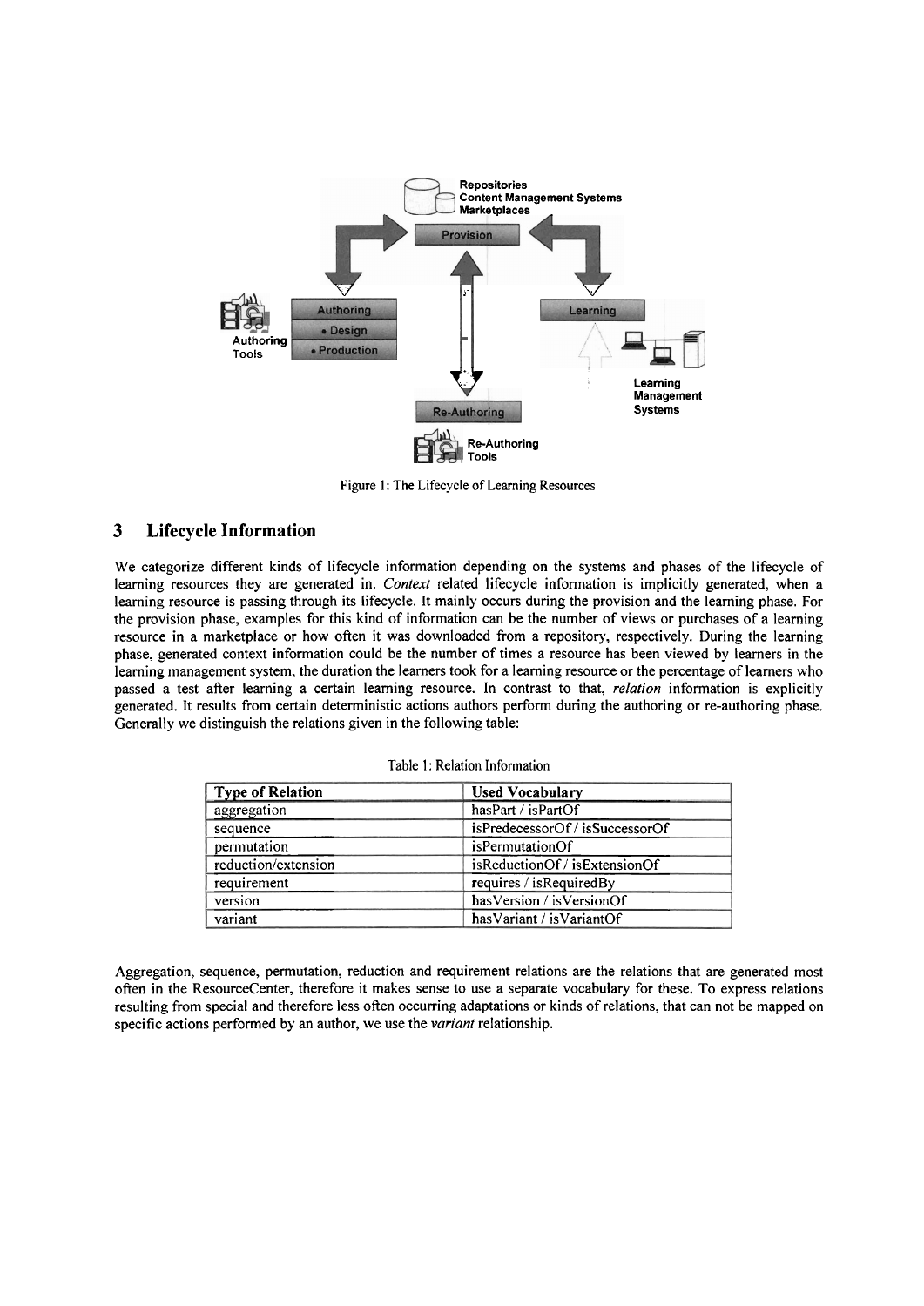Figure 1: The Lifecycle of Learning Resources

## 3 Lifecycle Information

We categorize different kinds of lifecycle information depending on the systems and phases of the lifecycle of learning resources they are generated in. *Context* related lifecycle information is implicitly generated, when a learning resource is passing through its lifecycle. It mainly occurs during the provision and the learning phase. For the provision phase, examples for this kind of information can be the number of views or purchases of a learning resource in a marketplace or how often it was downloaded from a repository, respectively. During the learning phase, generated context information could be the number of times a resource has been viewed by learners in the learning management system, the duration the learners took for a learning resource or the percentage of learners who passed a test after learning a certain learning resource. In contrast to that, *relation* information is explicitly generated. It results from certain deterministic actions authors perform during the authoring or re-authoring phase. Generally we distinguish the relations given in the following table:

Table 1: Relation Information

| Type of Relation | Used Vocabulary |
|---|---|
| aggregation | hasPart / isPartOf |
| sequence | isPredecessorOf / isSuccessorOf |
| permutation | isPermutationOf |
| reduction/extension | isReductionOf / isExtensionOf |
| requirement | requires / isRequiredBy |
| version | hasVersion / isVersionOf |
| variant | hasVariant / isVariantOf |

Aggregation, sequence, permutation, reduction and requirement relations are the relations that are generated most often in the ResourceCenter, therefore it makes sense to use a separate vocabulary for these. To express relations resulting from special and therefore less often occurring adaptations or kinds of relations, that can not be mapped on specific actions performed by an author, we use the *variant* relationship.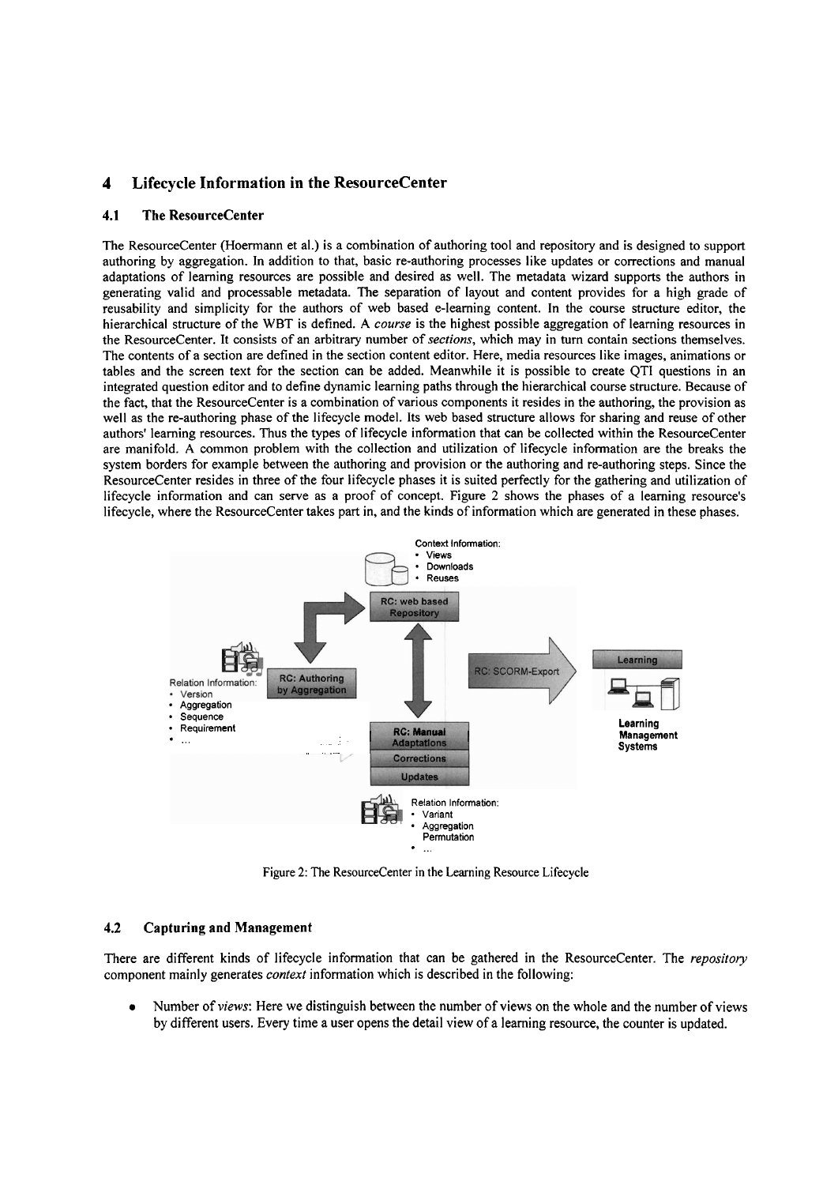## 4 Lifecycle Information in the ResourceCenter

### 4.1 The ResourceCenter

The ResourceCenter (Hoermann et al.) is a combination of authoring tool and repository and is designed to support authoring by aggregation. In addition to that, basic re-authoring processes like updates or corrections and manual adaptations of learning resources are possible and desired as well. The metadata wizard supports the authors in generating valid and processable metadata. The separation of layout and content provides for a high grade of reusability and simplicity for the authors of web based e-learning content. In the course structure editor, the hierarchical structure of the WBT is defined. A *course* is the highest possible aggregation of learning resources in the ResourceCenter. It consists of an arbitrary number of *sections*, which may in turn contain sections themselves. The contents of a section are defined in the section content editor. Here, media resources like images, animations or tables and the screen text for the section can be added. Meanwhile it is possible to create QTI questions in an integrated question editor and to define dynamic learning paths through the hierarchical course structure. Because of the fact, that the ResourceCenter is a combination of various components it resides in the authoring, the provision as well as the re-authoring phase of the lifecycle model. Its web based structure allows for sharing and reuse of other authors' learning resources. Thus the types of lifecycle information that can be collected within the ResourceCenter are manifold. A common problem with the collection and utilization of lifecycle information are the breaks the system borders for example between the authoring and provision or the authoring and re-authoring steps. Since the ResourceCenter resides in three of the four lifecycle phases it is suited perfectly for the gathering and utilization of lifecycle information and can serve as a proof of concept. Figure 2 shows the phases of a learning resource's lifecycle, where the ResourceCenter takes part in, and the kinds of information which are generated in these phases.

Context Information:
- Views
- Downloads
- Reuses

RC: web based Repository

Relation Information:
- Version
- Aggregation
- Sequence
- Requirement
- ...

RC: Authoring by Aggregation

RC: SCORM-Export

Learning

Learning Management Systems

RC: Manual Adaptations

Corrections

Updates

Relation Information:
- Variant
- Aggregation Permutation
- ...

Figure 2: The ResourceCenter in the Learning Resource Lifecycle

### 4.2 Capturing and Management

There are different kinds of lifecycle information that can be gathered in the ResourceCenter. The *repository* component mainly generates *context* information which is described in the following:

- Number of *views*: Here we distinguish between the number of views on the whole and the number of views by different users. Every time a user opens the detail view of a learning resource, the counter is updated.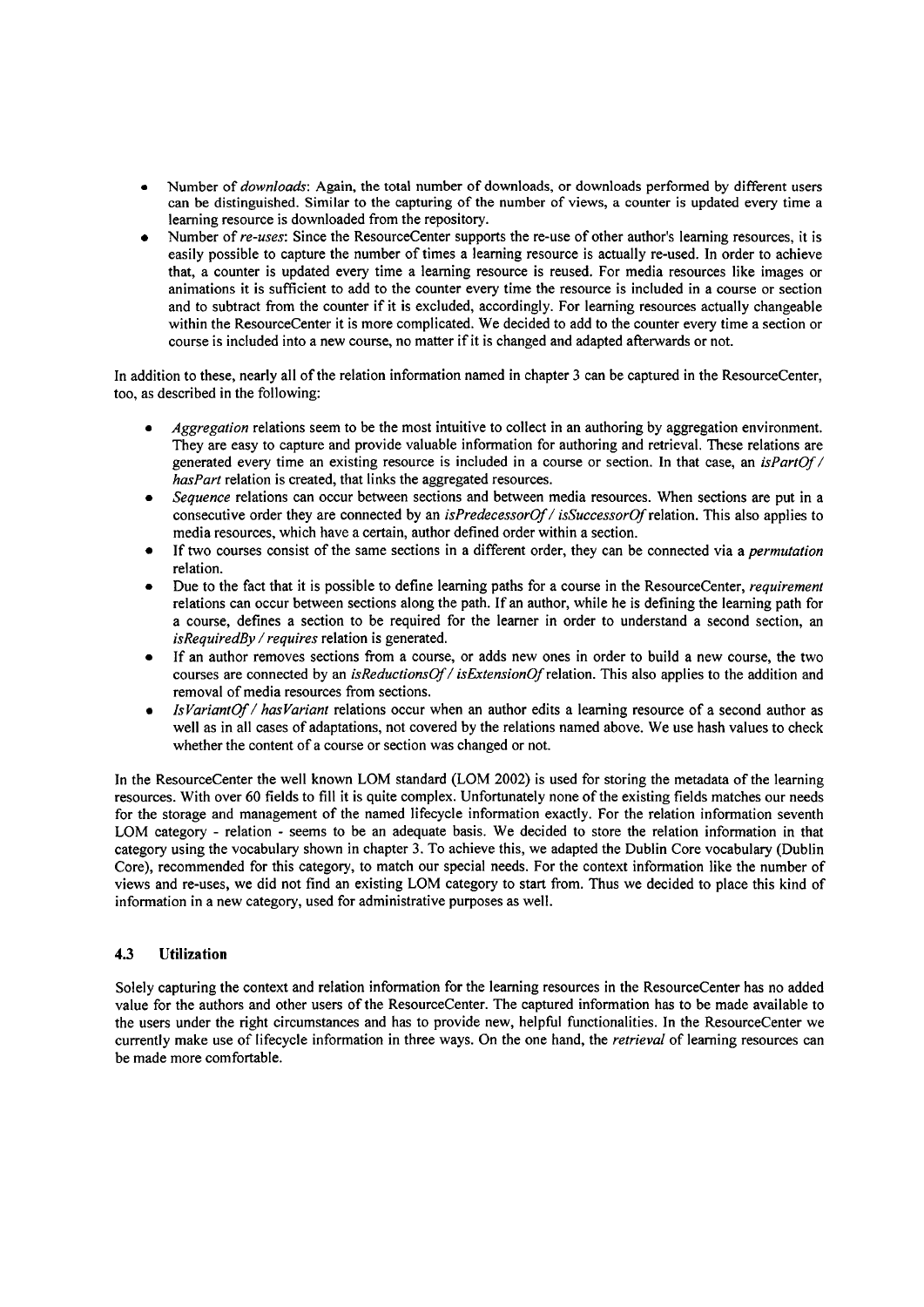- Number of *downloads*: Again, the total number of downloads, or downloads performed by different users can be distinguished. Similar to the capturing of the number of views, a counter is updated every time a learning resource is downloaded from the repository.
- Number of *re-uses*: Since the ResourceCenter supports the re-use of other author's learning resources, it is easily possible to capture the number of times a learning resource is actually re-used. In order to achieve that, a counter is updated every time a learning resource is reused. For media resources like images or animations it is sufficient to add to the counter every time the resource is included in a course or section and to subtract from the counter if it is excluded, accordingly. For learning resources actually changeable within the ResourceCenter it is more complicated. We decided to add to the counter every time a section or course is included into a new course, no matter if it is changed and adapted afterwards or not.

In addition to these, nearly all of the relation information named in chapter 3 can be captured in the ResourceCenter, too, as described in the following:

- *Aggregation* relations seem to be the most intuitive to collect in an authoring by aggregation environment. They are easy to capture and provide valuable information for authoring and retrieval. These relations are generated every time an existing resource is included in a course or section. In that case, an *isPartOf / hasPart* relation is created, that links the aggregated resources.
- *Sequence* relations can occur between sections and between media resources. When sections are put in a consecutive order they are connected by an *isPredecessorOf / isSuccessorOf* relation. This also applies to media resources, which have a certain, author defined order within a section.
- If two courses consist of the same sections in a different order, they can be connected via a *permutation* relation.
- Due to the fact that it is possible to define learning paths for a course in the ResourceCenter, *requirement* relations can occur between sections along the path. If an author, while he is defining the learning path for a course, defines a section to be required for the learner in order to understand a second section, an *isRequiredBy / requires* relation is generated.
- If an author removes sections from a course, or adds new ones in order to build a new course, the two courses are connected by an *isReductionsOf / isExtensionOf* relation. This also applies to the addition and removal of media resources from sections.
- *IsVariantOf / hasVariant* relations occur when an author edits a learning resource of a second author as well as in all cases of adaptations, not covered by the relations named above. We use hash values to check whether the content of a course or section was changed or not.

In the ResourceCenter the well known LOM standard (LOM 2002) is used for storing the metadata of the learning resources. With over 60 fields to fill it is quite complex. Unfortunately none of the existing fields matches our needs for the storage and management of the named lifecycle information exactly. For the relation information seventh LOM category - relation - seems to be an adequate basis. We decided to store the relation information in that category using the vocabulary shown in chapter 3. To achieve this, we adapted the Dublin Core vocabulary (Dublin Core), recommended for this category, to match our special needs. For the context information like the number of views and re-uses, we did not find an existing LOM category to start from. Thus we decided to place this kind of information in a new category, used for administrative purposes as well.

### 4.3 Utilization

Solely capturing the context and relation information for the learning resources in the ResourceCenter has no added value for the authors and other users of the ResourceCenter. The captured information has to be made available to the users under the right circumstances and has to provide new, helpful functionalities. In the ResourceCenter we currently make use of lifecycle information in three ways. On the one hand, the *retrieval* of learning resources can be made more comfortable.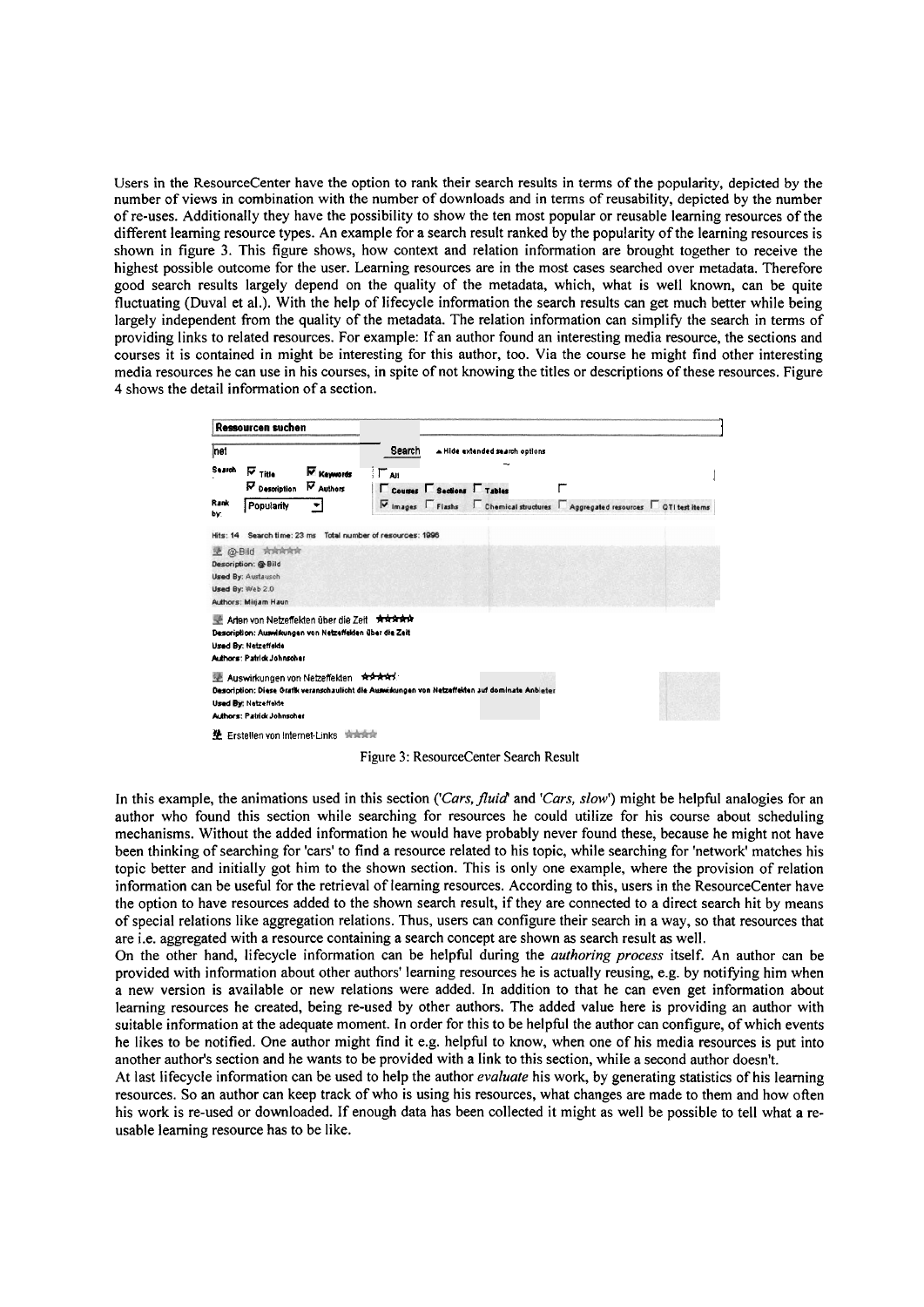Users in the ResourceCenter have the option to rank their search results in terms of the popularity, depicted by the number of views in combination with the number of downloads and in terms of reusability, depicted by the number of re-uses. Additionally they have the possibility to show the ten most popular or reusable learning resources of the different learning resource types. An example for a search result ranked by the popularity of the learning resources is shown in figure 3. This figure shows, how context and relation information are brought together to receive the highest possible outcome for the user. Learning resources are in the most cases searched over metadata. Therefore good search results largely depend on the quality of the metadata, which, what is well known, can be quite fluctuating (Duval et al.). With the help of lifecycle information the search results can get much better while being largely independent from the quality of the metadata. The relation information can simplify the search in terms of providing links to related resources. For example: If an author found an interesting media resource, the sections and courses it is contained in might be interesting for this author, too. Via the course he might find other interesting media resources he can use in his courses, in spite of not knowing the titles or descriptions of these resources. Figure 4 shows the detail information of a section.

Figure 3: ResourceCenter Search Result

In this example, the animations used in this section (*'Cars, fluid'* and *'Cars, slow'*) might be helpful analogies for an author who found this section while searching for resources he could utilize for his course about scheduling mechanisms. Without the added information he would have probably never found these, because he might not have been thinking of searching for 'cars' to find a resource related to his topic, while searching for 'network' matches his topic better and initially got him to the shown section. This is only one example, where the provision of relation information can be useful for the retrieval of learning resources. According to this, users in the ResourceCenter have the option to have resources added to the shown search result, if they are connected to a direct search hit by means of special relations like aggregation relations. Thus, users can configure their search in a way, so that resources that are i.e. aggregated with a resource containing a search concept are shown as search result as well.

On the other hand, lifecycle information can be helpful during the *authoring process* itself. An author can be provided with information about other authors' learning resources he is actually reusing, e.g. by notifying him when a new version is available or new relations were added. In addition to that he can even get information about learning resources he created, being re-used by other authors. The added value here is providing an author with suitable information at the adequate moment. In order for this to be helpful the author can configure, of which events he likes to be notified. One author might find it e.g. helpful to know, when one of his media resources is put into another author's section and he wants to be provided with a link to this section, while a second author doesn't.

At last lifecycle information can be used to help the author *evaluate* his work, by generating statistics of his learning resources. So an author can keep track of who is using his resources, what changes are made to them and how often his work is re-used or downloaded. If enough data has been collected it might as well be possible to tell what a re-usable learning resource has to be like.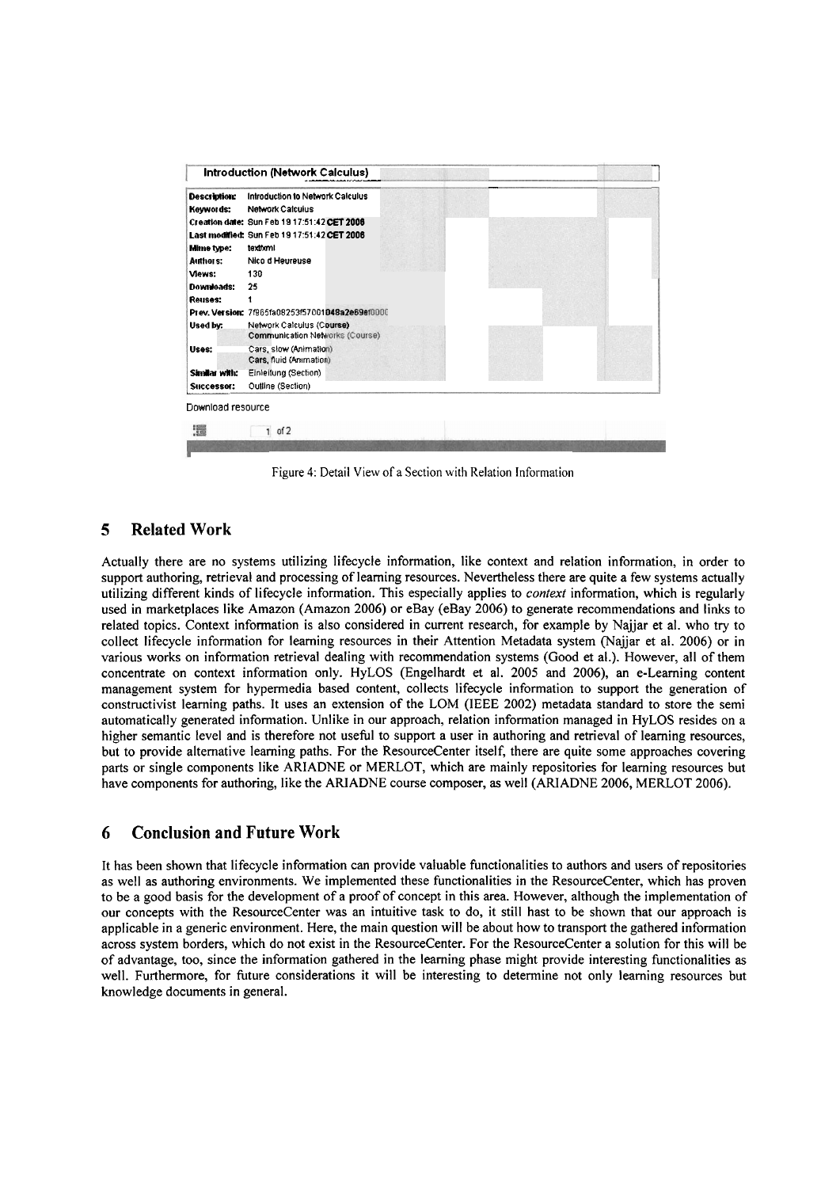**Introduction (Network Calculus)**

| | |
|---|---|
| **Description:** | Introduction to Network Calculus |
| **Keywords:** | Network Calculus |
| **Creation date:** | Sun Feb 19 17:51:42 CET 2006 |
| **Last modified:** | Sun Feb 19 17:51:42 CET 2006 |
| **Mime type:** | text/xml |
| **Authors:** | Nico d Heureuse |
| **Views:** | 130 |
| **Downloads:** | 25 |
| **Reuses:** | 1 |
| **Prev. Version:** | 7f965fa08253f57001048a2e69ef000C |
| **Used by:** | Network Calculus (Course) Communication Networks (Course) |
| **Uses:** | Cars, slow (Animation) Cars, fluid (Animation) |
| **Similar with:** | Einleitung (Section) |
| **Successor:** | Outline (Section) |

Download resource

1 of 2

Figure 4: Detail View of a Section with Relation Information

## 5 Related Work

Actually there are no systems utilizing lifecycle information, like context and relation information, in order to support authoring, retrieval and processing of learning resources. Nevertheless there are quite a few systems actually utilizing different kinds of lifecycle information. This especially applies to *context* information, which is regularly used in marketplaces like Amazon (Amazon 2006) or eBay (eBay 2006) to generate recommendations and links to related topics. Context information is also considered in current research, for example by Najjar et al. who try to collect lifecycle information for learning resources in their Attention Metadata system (Najjar et al. 2006) or in various works on information retrieval dealing with recommendation systems (Good et al.). However, all of them concentrate on context information only. HyLOS (Engelhardt et al. 2005 and 2006), an e-Learning content management system for hypermedia based content, collects lifecycle information to support the generation of constructivist learning paths. It uses an extension of the LOM (IEEE 2002) metadata standard to store the semi automatically generated information. Unlike in our approach, relation information managed in HyLOS resides on a higher semantic level and is therefore not useful to support a user in authoring and retrieval of learning resources, but to provide alternative learning paths. For the ResourceCenter itself, there are quite some approaches covering parts or single components like ARIADNE or MERLOT, which are mainly repositories for learning resources but have components for authoring, like the ARIADNE course composer, as well (ARIADNE 2006, MERLOT 2006).

## 6 Conclusion and Future Work

It has been shown that lifecycle information can provide valuable functionalities to authors and users of repositories as well as authoring environments. We implemented these functionalities in the ResourceCenter, which has proven to be a good basis for the development of a proof of concept in this area. However, although the implementation of our concepts with the ResourceCenter was an intuitive task to do, it still hast to be shown that our approach is applicable in a generic environment. Here, the main question will be about how to transport the gathered information across system borders, which do not exist in the ResourceCenter. For the ResourceCenter a solution for this will be of advantage, too, since the information gathered in the learning phase might provide interesting functionalities as well. Furthermore, for future considerations it will be interesting to determine not only learning resources but knowledge documents in general.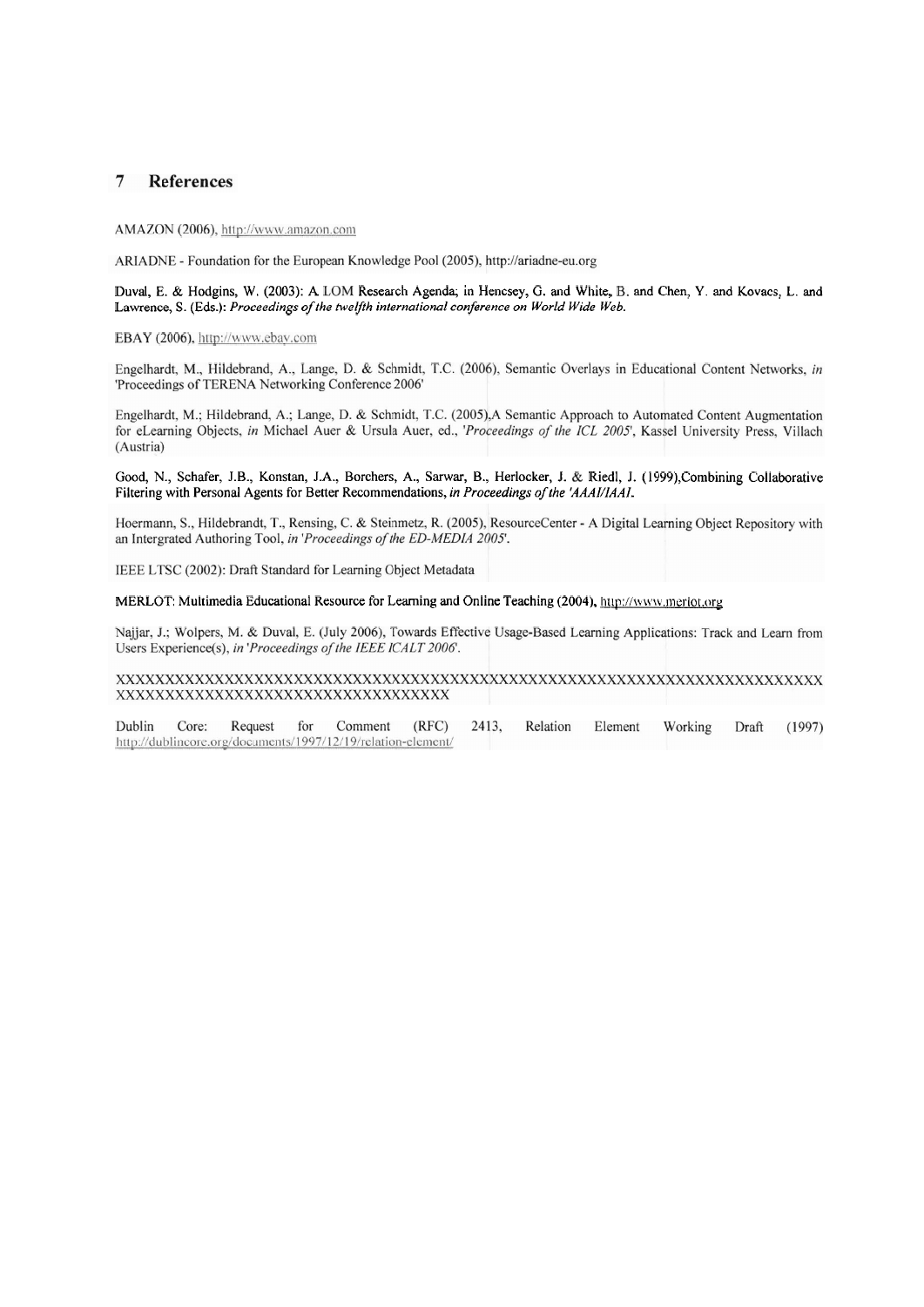## 7 References

AMAZON (2006), http://www.amazon.com

ARIADNE - Foundation for the European Knowledge Pool (2005), http://ariadne-eu.org

Duval, E. & Hodgins, W. (2003): A LOM Research Agenda; in Hencsey, G. and White, B. and Chen, Y. and Kovacs, L. and Lawrence, S. (Eds.): *Proceedings of the twelfth international conference on World Wide Web.*

EBAY (2006), http://www.ebay.com

Engelhardt, M., Hildebrand, A., Lange, D. & Schmidt, T.C. (2006), Semantic Overlays in Educational Content Networks, *in* 'Proceedings of TERENA Networking Conference 2006'

Engelhardt, M.; Hildebrand, A.; Lange, D. & Schmidt, T.C. (2005),A Semantic Approach to Automated Content Augmentation for eLearning Objects, *in* Michael Auer & Ursula Auer, ed., *'Proceedings of the ICL 2005'*, Kassel University Press, Villach (Austria)

Good, N., Schafer, J.B., Konstan, J.A., Borchers, A., Sarwar, B., Herlocker, J. & Riedl, J. (1999),Combining Collaborative Filtering with Personal Agents for Better Recommendations, *in Proceedings of the 'AAAI/IAAI*.

Hoermann, S., Hildebrandt, T., Rensing, C. & Steinmetz, R. (2005), ResourceCenter - A Digital Learning Object Repository with an Intergrated Authoring Tool, *in 'Proceedings of the ED-MEDIA 2005'*.

IEEE LTSC (2002): Draft Standard for Learning Object Metadata

MERLOT: Multimedia Educational Resource for Learning and Online Teaching (2004), http://www.merlot.org

Najjar, J.; Wolpers, M. & Duval, E. (July 2006), Towards Effective Usage-Based Learning Applications: Track and Learn from Users Experience(s), *in 'Proceedings of the IEEE ICALT 2006'*.

XXXXXXXXXXXXXXXXXXXXXXXXXXXXXXXXXXXXXXXXXXXXXXXXXXXXXXXXXXXXXXXXXXXXXXXX XXXXXXXXXXXXXXXXXXXXXXXXXXXXXXXXX

Dublin Core: Request for Comment (RFC) 2413, Relation Element Working Draft (1997) http://dublincore.org/documents/1997/12/19/relation-element/